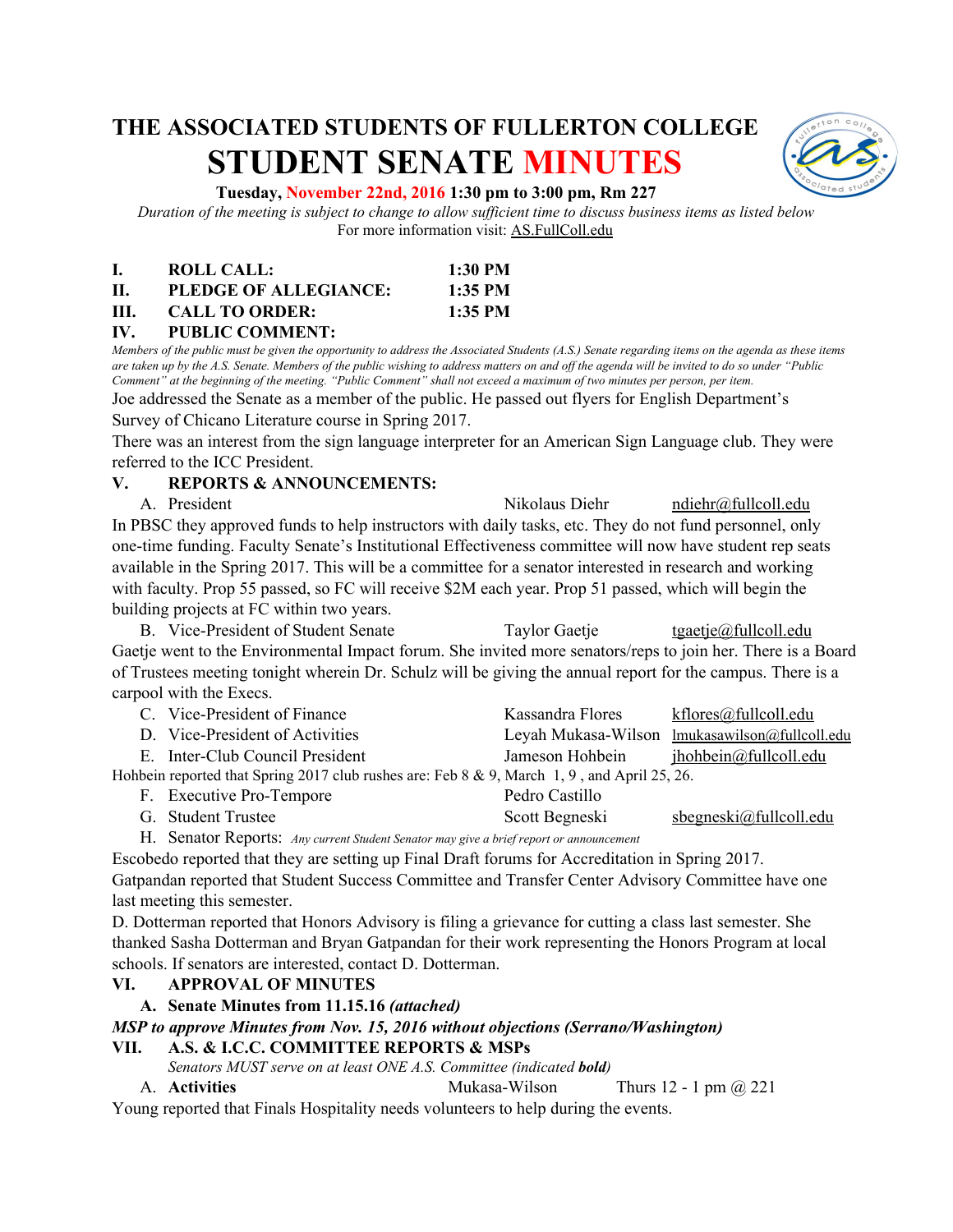# THE ASSOCIATED STUDENTS OF FULLERTON COLLEGE
# STUDENT SENATE MINUTES

**Tuesday, November 22nd, 2016 1:30 pm to 3:00 pm, Rm 227**

*Duration of the meeting is subject to change to allow sufficient time to discuss business items as listed below*
For more information visit: AS.FullColl.edu

**I. ROLL CALL: 1:30 PM**
**II. PLEDGE OF ALLEGIANCE: 1:35 PM**
**III. CALL TO ORDER: 1:35 PM**
**IV. PUBLIC COMMENT:**

*Members of the public must be given the opportunity to address the Associated Students (A.S.) Senate regarding items on the agenda as these items are taken up by the A.S. Senate. Members of the public wishing to address matters on and off the agenda will be invited to do so under "Public Comment" at the beginning of the meeting. "Public Comment" shall not exceed a maximum of two minutes per person, per item.*

Joe addressed the Senate as a member of the public. He passed out flyers for English Department's Survey of Chicano Literature course in Spring 2017.
There was an interest from the sign language interpreter for an American Sign Language club. They were referred to the ICC President.

**V. REPORTS & ANNOUNCEMENTS:**

A. President Nikolaus Diehr ndiehr@fullcoll.edu

In PBSC they approved funds to help instructors with daily tasks, etc. They do not fund personnel, only one-time funding. Faculty Senate's Institutional Effectiveness committee will now have student rep seats available in the Spring 2017. This will be a committee for a senator interested in research and working with faculty. Prop 55 passed, so FC will receive $2M each year. Prop 51 passed, which will begin the building projects at FC within two years.

B. Vice-President of Student Senate Taylor Gaetje tgaetje@fullcoll.edu

Gaetje went to the Environmental Impact forum. She invited more senators/reps to join her. There is a Board of Trustees meeting tonight wherein Dr. Schulz will be giving the annual report for the campus. There is a carpool with the Execs.

C. Vice-President of Finance Kassandra Flores kflores@fullcoll.edu
D. Vice-President of Activities Leyah Mukasa-Wilson lmukasawilson@fullcoll.edu
E. Inter-Club Council President Jameson Hohbein jhohbein@fullcoll.edu

Hohbein reported that Spring 2017 club rushes are: Feb 8 & 9, March 1, 9 , and April 25, 26.

F. Executive Pro-Tempore Pedro Castillo
G. Student Trustee Scott Begneski sbegneski@fullcoll.edu
H. Senator Reports: *Any current Student Senator may give a brief report or announcement*

Escobedo reported that they are setting up Final Draft forums for Accreditation in Spring 2017.
Gatpandan reported that Student Success Committee and Transfer Center Advisory Committee have one last meeting this semester.
D. Dotterman reported that Honors Advisory is filing a grievance for cutting a class last semester. She thanked Sasha Dotterman and Bryan Gatpandan for their work representing the Honors Program at local schools. If senators are interested, contact D. Dotterman.

**VI. APPROVAL OF MINUTES**

**A. Senate Minutes from 11.15.16 *(attached)***

***MSP to approve Minutes from Nov. 15, 2016 without objections (Serrano/Washington)***

**VII. A.S. & I.C.C. COMMITTEE REPORTS & MSPs**

*Senators MUST serve on at least ONE A.S. Committee (indicated **bold**)*

A. **Activities** Mukasa-Wilson Thurs 12 - 1 pm @ 221

Young reported that Finals Hospitality needs volunteers to help during the events.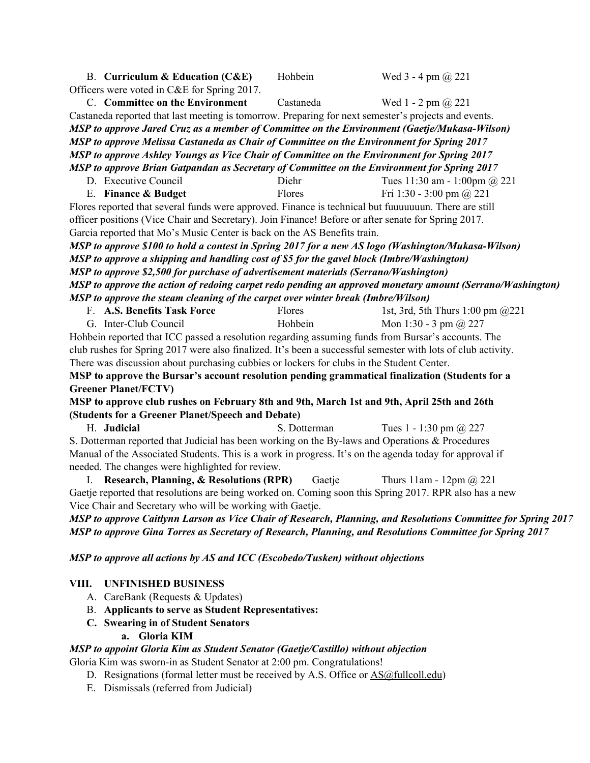B. **Curriculum & Education (C&E)** Hohbein Wed 3 - 4 pm @ 221

Officers were voted in C&E for Spring 2017.

C. **Committee on the Environment** Castaneda Wed 1 - 2 pm @ 221

Castaneda reported that last meeting is tomorrow. Preparing for next semester's projects and events.

***MSP to approve Jared Cruz as a member of Committee on the Environment (Gaetje/Mukasa-Wilson)***
***MSP to approve Melissa Castaneda as Chair of Committee on the Environment for Spring 2017***
***MSP to approve Ashley Youngs as Vice Chair of Committee on the Environment for Spring 2017***
***MSP to approve Brian Gatpandan as Secretary of Committee on the Environment for Spring 2017***

D. Executive Council Diehr Tues 11:30 am - 1:00pm @ 221

E. **Finance & Budget** Flores Fri 1:30 - 3:00 pm @ 221

Flores reported that several funds were approved. Finance is technical but fuuuuuuun. There are still officer positions (Vice Chair and Secretary). Join Finance! Before or after senate for Spring 2017.

Garcia reported that Mo's Music Center is back on the AS Benefits train.

***MSP to approve $100 to hold a contest in Spring 2017 for a new AS logo (Washington/Mukasa-Wilson)***
***MSP to approve a shipping and handling cost of $5 for the gavel block (Imbre/Washington)***
***MSP to approve $2,500 for purchase of advertisement materials (Serrano/Washington)***
***MSP to approve the action of redoing carpet redo pending an approved monetary amount (Serrano/Washington)***
***MSP to approve the steam cleaning of the carpet over winter break (Imbre/Wilson)***

F. **A.S. Benefits Task Force** Flores 1st, 3rd, 5th Thurs 1:00 pm @221

G. Inter-Club Council Hohbein Mon 1:30 - 3 pm @ 227

Hohbein reported that ICC passed a resolution regarding assuming funds from Bursar's accounts. The club rushes for Spring 2017 were also finalized. It's been a successful semester with lots of club activity. There was discussion about purchasing cubbies or lockers for clubs in the Student Center.

**MSP to approve the Bursar's account resolution pending grammatical finalization (Students for a Greener Planet/FCTV)**

**MSP to approve club rushes on February 8th and 9th, March 1st and 9th, April 25th and 26th (Students for a Greener Planet/Speech and Debate)**

H. **Judicial** S. Dotterman Tues 1 - 1:30 pm @ 227

S. Dotterman reported that Judicial has been working on the By-laws and Operations & Procedures Manual of the Associated Students. This is a work in progress. It's on the agenda today for approval if needed. The changes were highlighted for review.

I. **Research, Planning, & Resolutions (RPR)** Gaetje Thurs 11am - 12pm @ 221

Gaetje reported that resolutions are being worked on. Coming soon this Spring 2017. RPR also has a new Vice Chair and Secretary who will be working with Gaetje.

***MSP to approve Caitlynn Larson as Vice Chair of Research, Planning, and Resolutions Committee for Spring 2017***
***MSP to approve Gina Torres as Secretary of Research, Planning, and Resolutions Committee for Spring 2017***

***MSP to approve all actions by AS and ICC (Escobedo/Tusken) without objections***

## VIII. UNFINISHED BUSINESS

A. CareBank (Requests & Updates)

B. **Applicants to serve as Student Representatives:**

C. **Swearing in of Student Senators**

   a. **Gloria KIM**

***MSP to appoint Gloria Kim as Student Senator (Gaetje/Castillo) without objection***

Gloria Kim was sworn-in as Student Senator at 2:00 pm. Congratulations!

D. Resignations (formal letter must be received by A.S. Office or AS@fullcoll.edu)

E. Dismissals (referred from Judicial)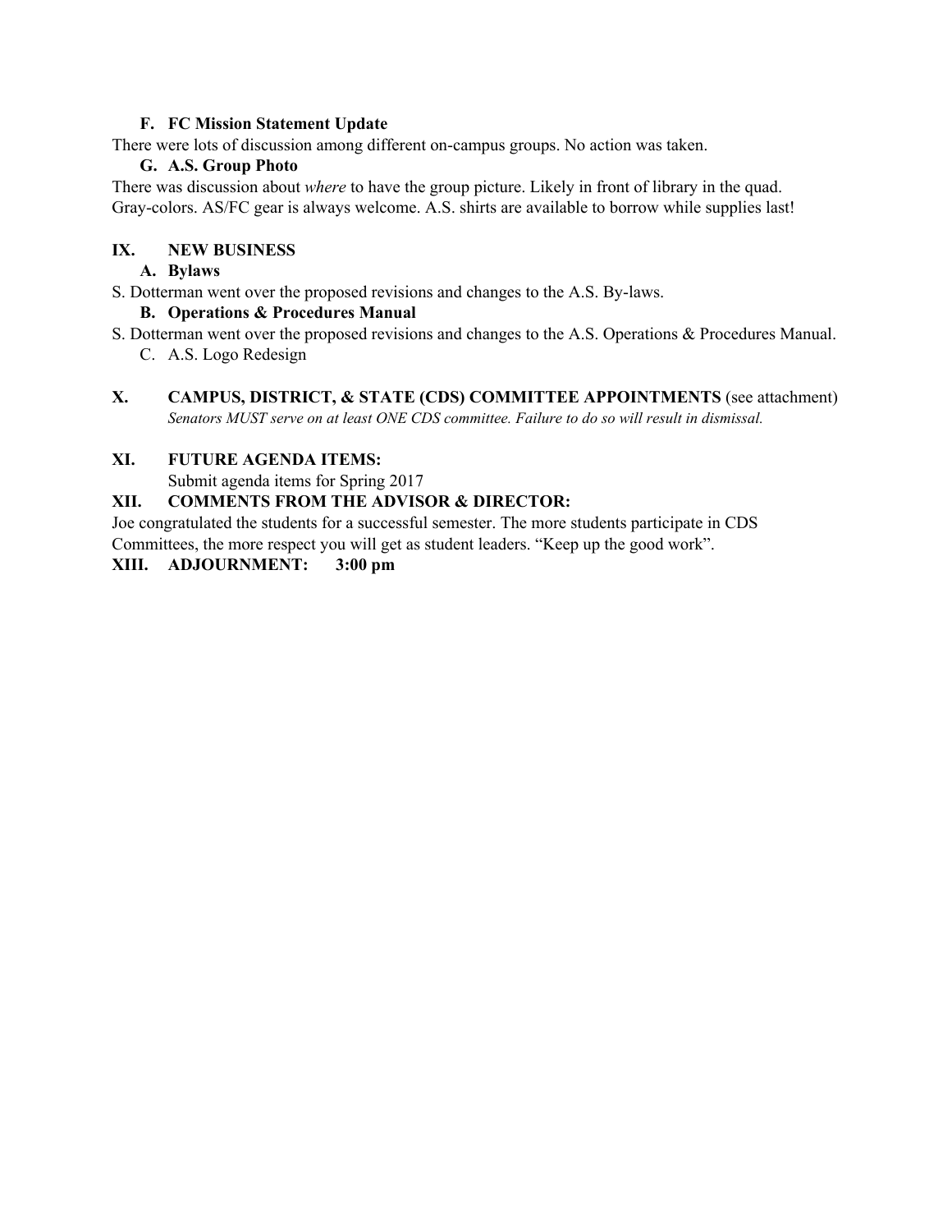**F. FC Mission Statement Update**

There were lots of discussion among different on-campus groups. No action was taken.

**G. A.S. Group Photo**

There was discussion about *where* to have the group picture. Likely in front of library in the quad. Gray-colors. AS/FC gear is always welcome. A.S. shirts are available to borrow while supplies last!

## IX. NEW BUSINESS

**A. Bylaws**

S. Dotterman went over the proposed revisions and changes to the A.S. By-laws.

**B. Operations & Procedures Manual**

S. Dotterman went over the proposed revisions and changes to the A.S. Operations & Procedures Manual.

C. A.S. Logo Redesign

## X. CAMPUS, DISTRICT, & STATE (CDS) COMMITTEE APPOINTMENTS (see attachment)

*Senators MUST serve on at least ONE CDS committee. Failure to do so will result in dismissal.*

## XI. FUTURE AGENDA ITEMS:

Submit agenda items for Spring 2017

## XII. COMMENTS FROM THE ADVISOR & DIRECTOR:

Joe congratulated the students for a successful semester. The more students participate in CDS Committees, the more respect you will get as student leaders. "Keep up the good work".

## XIII. ADJOURNMENT: 3:00 pm